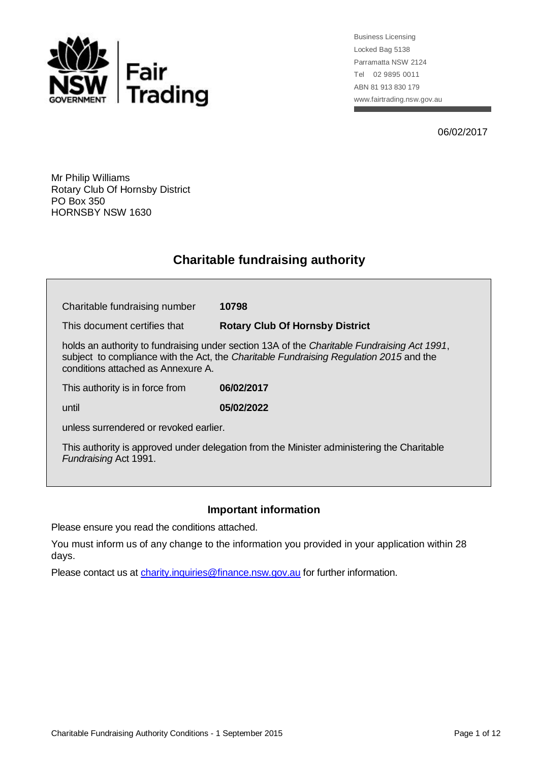Business Licensing
Locked Bag 5138
Parramatta NSW 2124
Tel 02 9895 0011
ABN 81 913 830 179
www.fairtrading.nsw.gov.au

06/02/2017

Mr Philip Williams
Rotary Club Of Hornsby District
PO Box 350
HORNSBY NSW 1630

# Charitable fundraising authority

| | |
|---|---|
| Charitable fundraising number | **10798** |
| This document certifies that | **Rotary Club Of Hornsby District** |

holds an authority to fundraising under section 13A of the *Charitable Fundraising Act 1991*, subject to compliance with the Act, the *Charitable Fundraising Regulation 2015* and the conditions attached as Annexure A.

| | |
|---|---|
| This authority is in force from | **06/02/2017** |
| until | **05/02/2022** |

unless surrendered or revoked earlier.

This authority is approved under delegation from the Minister administering the Charitable *Fundraising* Act 1991.

### Important information

Please ensure you read the conditions attached.

You must inform us of any change to the information you provided in your application within 28 days.

Please contact us at charity.inquiries@finance.nsw.gov.au for further information.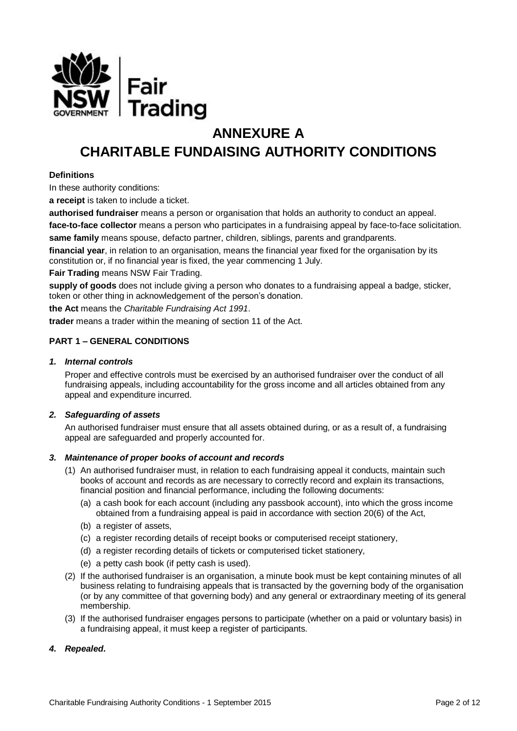# ANNEXURE A
# CHARITABLE FUNDAISING AUTHORITY CONDITIONS

**Definitions**

In these authority conditions:

**a receipt** is taken to include a ticket.

**authorised fundraiser** means a person or organisation that holds an authority to conduct an appeal.

**face-to-face collector** means a person who participates in a fundraising appeal by face-to-face solicitation.

**same family** means spouse, defacto partner, children, siblings, parents and grandparents.

**financial year**, in relation to an organisation, means the financial year fixed for the organisation by its constitution or, if no financial year is fixed, the year commencing 1 July.

**Fair Trading** means NSW Fair Trading.

**supply of goods** does not include giving a person who donates to a fundraising appeal a badge, sticker, token or other thing in acknowledgement of the person's donation.

**the Act** means the *Charitable Fundraising Act 1991*.

**trader** means a trader within the meaning of section 11 of the Act.

**PART 1 – GENERAL CONDITIONS**

***1. Internal controls***

Proper and effective controls must be exercised by an authorised fundraiser over the conduct of all fundraising appeals, including accountability for the gross income and all articles obtained from any appeal and expenditure incurred.

***2. Safeguarding of assets***

An authorised fundraiser must ensure that all assets obtained during, or as a result of, a fundraising appeal are safeguarded and properly accounted for.

***3. Maintenance of proper books of account and records***

(1) An authorised fundraiser must, in relation to each fundraising appeal it conducts, maintain such books of account and records as are necessary to correctly record and explain its transactions, financial position and financial performance, including the following documents:

- (a) a cash book for each account (including any passbook account), into which the gross income obtained from a fundraising appeal is paid in accordance with section 20(6) of the Act,
- (b) a register of assets,
- (c) a register recording details of receipt books or computerised receipt stationery,
- (d) a register recording details of tickets or computerised ticket stationery,
- (e) a petty cash book (if petty cash is used).

(2) If the authorised fundraiser is an organisation, a minute book must be kept containing minutes of all business relating to fundraising appeals that is transacted by the governing body of the organisation (or by any committee of that governing body) and any general or extraordinary meeting of its general membership.

(3) If the authorised fundraiser engages persons to participate (whether on a paid or voluntary basis) in a fundraising appeal, it must keep a register of participants.

***4. Repealed.***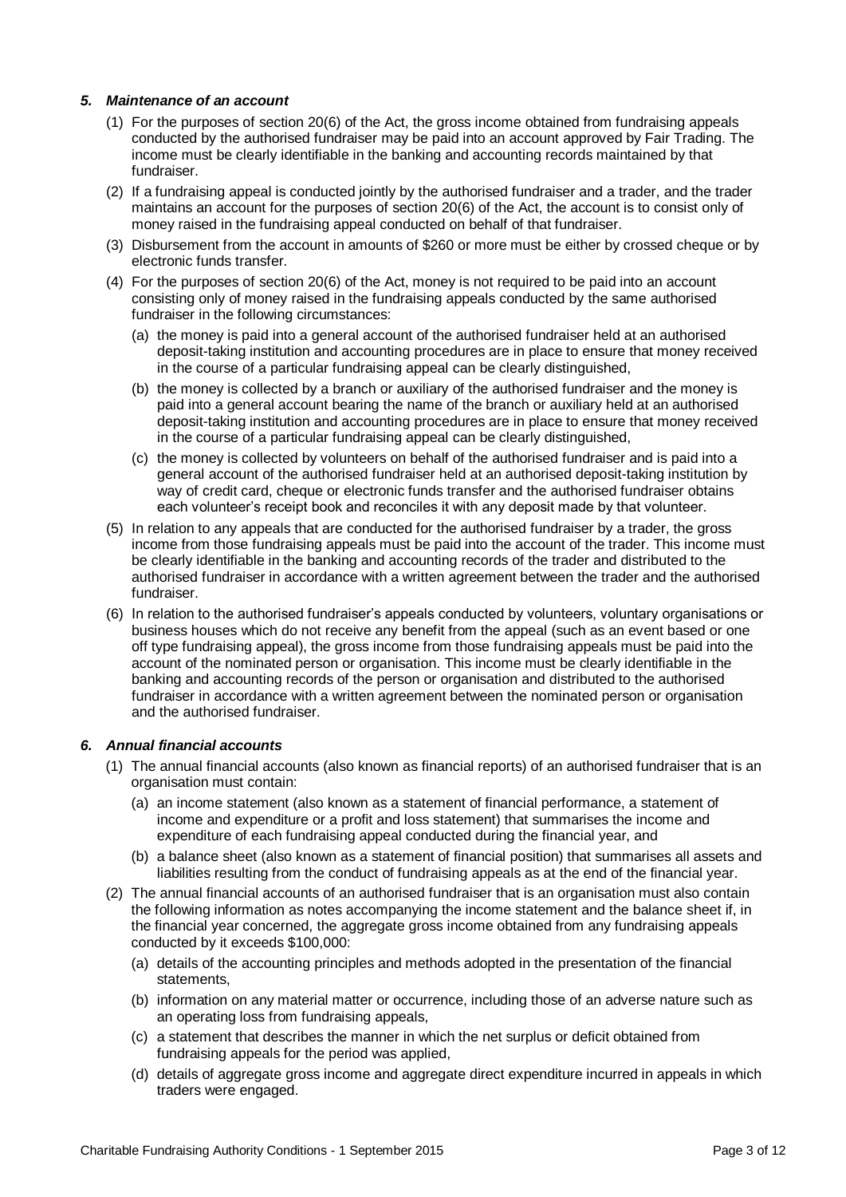### *5. Maintenance of an account*

(1) For the purposes of section 20(6) of the Act, the gross income obtained from fundraising appeals conducted by the authorised fundraiser may be paid into an account approved by Fair Trading. The income must be clearly identifiable in the banking and accounting records maintained by that fundraiser.

(2) If a fundraising appeal is conducted jointly by the authorised fundraiser and a trader, and the trader maintains an account for the purposes of section 20(6) of the Act, the account is to consist only of money raised in the fundraising appeal conducted on behalf of that fundraiser.

(3) Disbursement from the account in amounts of $260 or more must be either by crossed cheque or by electronic funds transfer.

(4) For the purposes of section 20(6) of the Act, money is not required to be paid into an account consisting only of money raised in the fundraising appeals conducted by the same authorised fundraiser in the following circumstances:

   (a) the money is paid into a general account of the authorised fundraiser held at an authorised deposit-taking institution and accounting procedures are in place to ensure that money received in the course of a particular fundraising appeal can be clearly distinguished,

   (b) the money is collected by a branch or auxiliary of the authorised fundraiser and the money is paid into a general account bearing the name of the branch or auxiliary held at an authorised deposit-taking institution and accounting procedures are in place to ensure that money received in the course of a particular fundraising appeal can be clearly distinguished,

   (c) the money is collected by volunteers on behalf of the authorised fundraiser and is paid into a general account of the authorised fundraiser held at an authorised deposit-taking institution by way of credit card, cheque or electronic funds transfer and the authorised fundraiser obtains each volunteer's receipt book and reconciles it with any deposit made by that volunteer.

(5) In relation to any appeals that are conducted for the authorised fundraiser by a trader, the gross income from those fundraising appeals must be paid into the account of the trader. This income must be clearly identifiable in the banking and accounting records of the trader and distributed to the authorised fundraiser in accordance with a written agreement between the trader and the authorised fundraiser.

(6) In relation to the authorised fundraiser's appeals conducted by volunteers, voluntary organisations or business houses which do not receive any benefit from the appeal (such as an event based or one off type fundraising appeal), the gross income from those fundraising appeals must be paid into the account of the nominated person or organisation. This income must be clearly identifiable in the banking and accounting records of the person or organisation and distributed to the authorised fundraiser in accordance with a written agreement between the nominated person or organisation and the authorised fundraiser.

### *6. Annual financial accounts*

(1) The annual financial accounts (also known as financial reports) of an authorised fundraiser that is an organisation must contain:

   (a) an income statement (also known as a statement of financial performance, a statement of income and expenditure or a profit and loss statement) that summarises the income and expenditure of each fundraising appeal conducted during the financial year, and

   (b) a balance sheet (also known as a statement of financial position) that summarises all assets and liabilities resulting from the conduct of fundraising appeals as at the end of the financial year.

(2) The annual financial accounts of an authorised fundraiser that is an organisation must also contain the following information as notes accompanying the income statement and the balance sheet if, in the financial year concerned, the aggregate gross income obtained from any fundraising appeals conducted by it exceeds $100,000:

   (a) details of the accounting principles and methods adopted in the presentation of the financial statements,

   (b) information on any material matter or occurrence, including those of an adverse nature such as an operating loss from fundraising appeals,

   (c) a statement that describes the manner in which the net surplus or deficit obtained from fundraising appeals for the period was applied,

   (d) details of aggregate gross income and aggregate direct expenditure incurred in appeals in which traders were engaged.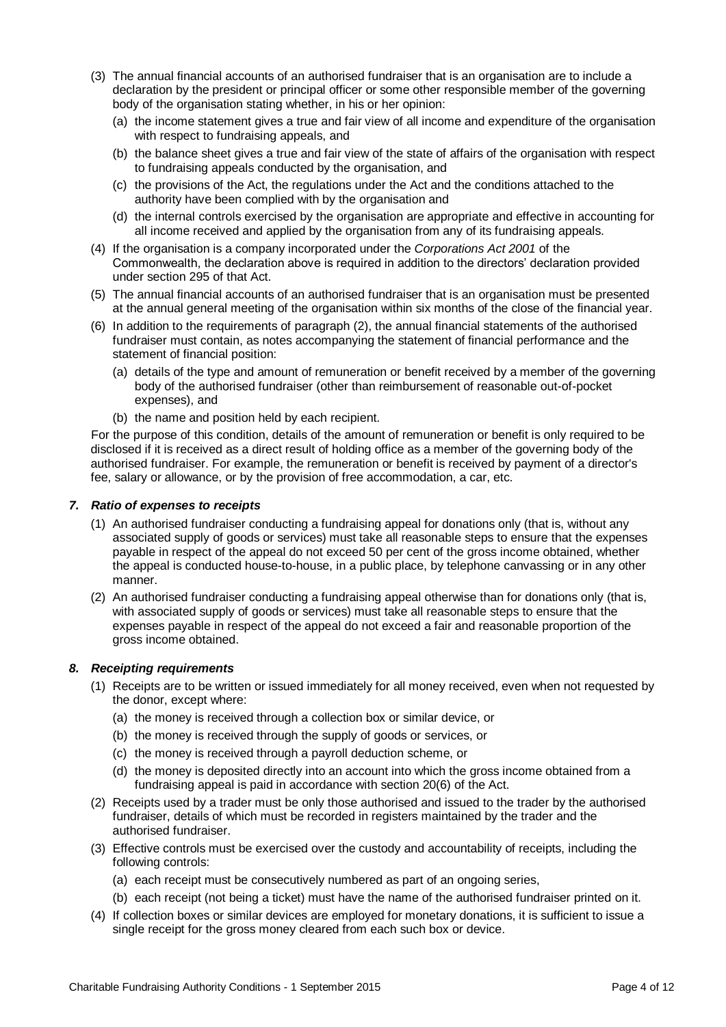(3) The annual financial accounts of an authorised fundraiser that is an organisation are to include a declaration by the president or principal officer or some other responsible member of the governing body of the organisation stating whether, in his or her opinion:

   (a) the income statement gives a true and fair view of all income and expenditure of the organisation with respect to fundraising appeals, and

   (b) the balance sheet gives a true and fair view of the state of affairs of the organisation with respect to fundraising appeals conducted by the organisation, and

   (c) the provisions of the Act, the regulations under the Act and the conditions attached to the authority have been complied with by the organisation and

   (d) the internal controls exercised by the organisation are appropriate and effective in accounting for all income received and applied by the organisation from any of its fundraising appeals.

(4) If the organisation is a company incorporated under the *Corporations Act 2001* of the Commonwealth, the declaration above is required in addition to the directors' declaration provided under section 295 of that Act.

(5) The annual financial accounts of an authorised fundraiser that is an organisation must be presented at the annual general meeting of the organisation within six months of the close of the financial year.

(6) In addition to the requirements of paragraph (2), the annual financial statements of the authorised fundraiser must contain, as notes accompanying the statement of financial performance and the statement of financial position:

   (a) details of the type and amount of remuneration or benefit received by a member of the governing body of the authorised fundraiser (other than reimbursement of reasonable out-of-pocket expenses), and

   (b) the name and position held by each recipient.

For the purpose of this condition, details of the amount of remuneration or benefit is only required to be disclosed if it is received as a direct result of holding office as a member of the governing body of the authorised fundraiser. For example, the remuneration or benefit is received by payment of a director's fee, salary or allowance, or by the provision of free accommodation, a car, etc.

### *7. Ratio of expenses to receipts*

(1) An authorised fundraiser conducting a fundraising appeal for donations only (that is, without any associated supply of goods or services) must take all reasonable steps to ensure that the expenses payable in respect of the appeal do not exceed 50 per cent of the gross income obtained, whether the appeal is conducted house-to-house, in a public place, by telephone canvassing or in any other manner.

(2) An authorised fundraiser conducting a fundraising appeal otherwise than for donations only (that is, with associated supply of goods or services) must take all reasonable steps to ensure that the expenses payable in respect of the appeal do not exceed a fair and reasonable proportion of the gross income obtained.

### *8. Receipting requirements*

(1) Receipts are to be written or issued immediately for all money received, even when not requested by the donor, except where:

   (a) the money is received through a collection box or similar device, or

   (b) the money is received through the supply of goods or services, or

   (c) the money is received through a payroll deduction scheme, or

   (d) the money is deposited directly into an account into which the gross income obtained from a fundraising appeal is paid in accordance with section 20(6) of the Act.

(2) Receipts used by a trader must be only those authorised and issued to the trader by the authorised fundraiser, details of which must be recorded in registers maintained by the trader and the authorised fundraiser.

(3) Effective controls must be exercised over the custody and accountability of receipts, including the following controls:

   (a) each receipt must be consecutively numbered as part of an ongoing series,

   (b) each receipt (not being a ticket) must have the name of the authorised fundraiser printed on it.

(4) If collection boxes or similar devices are employed for monetary donations, it is sufficient to issue a single receipt for the gross money cleared from each such box or device.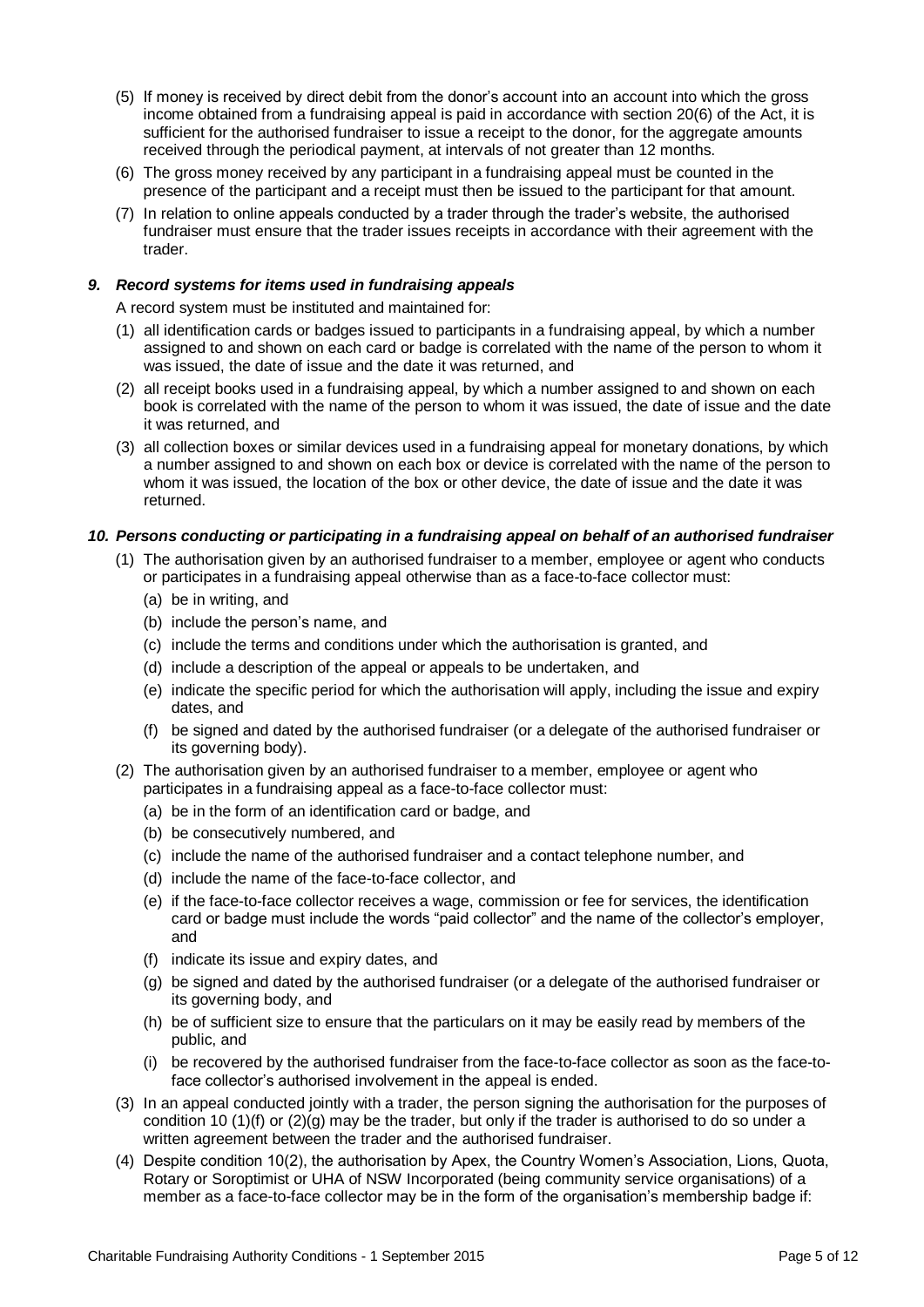(5) If money is received by direct debit from the donor's account into an account into which the gross income obtained from a fundraising appeal is paid in accordance with section 20(6) of the Act, it is sufficient for the authorised fundraiser to issue a receipt to the donor, for the aggregate amounts received through the periodical payment, at intervals of not greater than 12 months.

(6) The gross money received by any participant in a fundraising appeal must be counted in the presence of the participant and a receipt must then be issued to the participant for that amount.

(7) In relation to online appeals conducted by a trader through the trader's website, the authorised fundraiser must ensure that the trader issues receipts in accordance with their agreement with the trader.

### *9. Record systems for items used in fundraising appeals*

A record system must be instituted and maintained for:

(1) all identification cards or badges issued to participants in a fundraising appeal, by which a number assigned to and shown on each card or badge is correlated with the name of the person to whom it was issued, the date of issue and the date it was returned, and

(2) all receipt books used in a fundraising appeal, by which a number assigned to and shown on each book is correlated with the name of the person to whom it was issued, the date of issue and the date it was returned, and

(3) all collection boxes or similar devices used in a fundraising appeal for monetary donations, by which a number assigned to and shown on each box or device is correlated with the name of the person to whom it was issued, the location of the box or other device, the date of issue and the date it was returned.

### *10. Persons conducting or participating in a fundraising appeal on behalf of an authorised fundraiser*

(1) The authorisation given by an authorised fundraiser to a member, employee or agent who conducts or participates in a fundraising appeal otherwise than as a face-to-face collector must:

- (a) be in writing, and
- (b) include the person's name, and
- (c) include the terms and conditions under which the authorisation is granted, and
- (d) include a description of the appeal or appeals to be undertaken, and
- (e) indicate the specific period for which the authorisation will apply, including the issue and expiry dates, and
- (f) be signed and dated by the authorised fundraiser (or a delegate of the authorised fundraiser or its governing body).

(2) The authorisation given by an authorised fundraiser to a member, employee or agent who participates in a fundraising appeal as a face-to-face collector must:

- (a) be in the form of an identification card or badge, and
- (b) be consecutively numbered, and
- (c) include the name of the authorised fundraiser and a contact telephone number, and
- (d) include the name of the face-to-face collector, and
- (e) if the face-to-face collector receives a wage, commission or fee for services, the identification card or badge must include the words "paid collector" and the name of the collector's employer, and
- (f) indicate its issue and expiry dates, and
- (g) be signed and dated by the authorised fundraiser (or a delegate of the authorised fundraiser or its governing body, and
- (h) be of sufficient size to ensure that the particulars on it may be easily read by members of the public, and
- (i) be recovered by the authorised fundraiser from the face-to-face collector as soon as the face-to-face collector's authorised involvement in the appeal is ended.

(3) In an appeal conducted jointly with a trader, the person signing the authorisation for the purposes of condition 10 (1)(f) or (2)(g) may be the trader, but only if the trader is authorised to do so under a written agreement between the trader and the authorised fundraiser.

(4) Despite condition 10(2), the authorisation by Apex, the Country Women's Association, Lions, Quota, Rotary or Soroptimist or UHA of NSW Incorporated (being community service organisations) of a member as a face-to-face collector may be in the form of the organisation's membership badge if: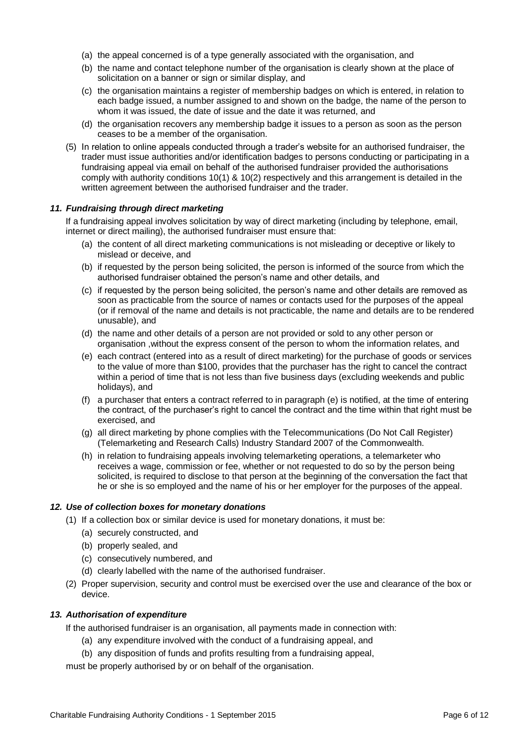(a) the appeal concerned is of a type generally associated with the organisation, and

(b) the name and contact telephone number of the organisation is clearly shown at the place of solicitation on a banner or sign or similar display, and

(c) the organisation maintains a register of membership badges on which is entered, in relation to each badge issued, a number assigned to and shown on the badge, the name of the person to whom it was issued, the date of issue and the date it was returned, and

(d) the organisation recovers any membership badge it issues to a person as soon as the person ceases to be a member of the organisation.

(5) In relation to online appeals conducted through a trader's website for an authorised fundraiser, the trader must issue authorities and/or identification badges to persons conducting or participating in a fundraising appeal via email on behalf of the authorised fundraiser provided the authorisations comply with authority conditions 10(1) & 10(2) respectively and this arrangement is detailed in the written agreement between the authorised fundraiser and the trader.

### *11. Fundraising through direct marketing*

If a fundraising appeal involves solicitation by way of direct marketing (including by telephone, email, internet or direct mailing), the authorised fundraiser must ensure that:

(a) the content of all direct marketing communications is not misleading or deceptive or likely to mislead or deceive, and

(b) if requested by the person being solicited, the person is informed of the source from which the authorised fundraiser obtained the person's name and other details, and

(c) if requested by the person being solicited, the person's name and other details are removed as soon as practicable from the source of names or contacts used for the purposes of the appeal (or if removal of the name and details is not practicable, the name and details are to be rendered unusable), and

(d) the name and other details of a person are not provided or sold to any other person or organisation ,without the express consent of the person to whom the information relates, and

(e) each contract (entered into as a result of direct marketing) for the purchase of goods or services to the value of more than $100, provides that the purchaser has the right to cancel the contract within a period of time that is not less than five business days (excluding weekends and public holidays), and

(f) a purchaser that enters a contract referred to in paragraph (e) is notified, at the time of entering the contract, of the purchaser's right to cancel the contract and the time within that right must be exercised, and

(g) all direct marketing by phone complies with the Telecommunications (Do Not Call Register) (Telemarketing and Research Calls) Industry Standard 2007 of the Commonwealth.

(h) in relation to fundraising appeals involving telemarketing operations, a telemarketer who receives a wage, commission or fee, whether or not requested to do so by the person being solicited, is required to disclose to that person at the beginning of the conversation the fact that he or she is so employed and the name of his or her employer for the purposes of the appeal.

### *12. Use of collection boxes for monetary donations*

(1) If a collection box or similar device is used for monetary donations, it must be:

(a) securely constructed, and

(b) properly sealed, and

(c) consecutively numbered, and

(d) clearly labelled with the name of the authorised fundraiser.

(2) Proper supervision, security and control must be exercised over the use and clearance of the box or device.

### *13. Authorisation of expenditure*

If the authorised fundraiser is an organisation, all payments made in connection with:

(a) any expenditure involved with the conduct of a fundraising appeal, and

(b) any disposition of funds and profits resulting from a fundraising appeal,

must be properly authorised by or on behalf of the organisation.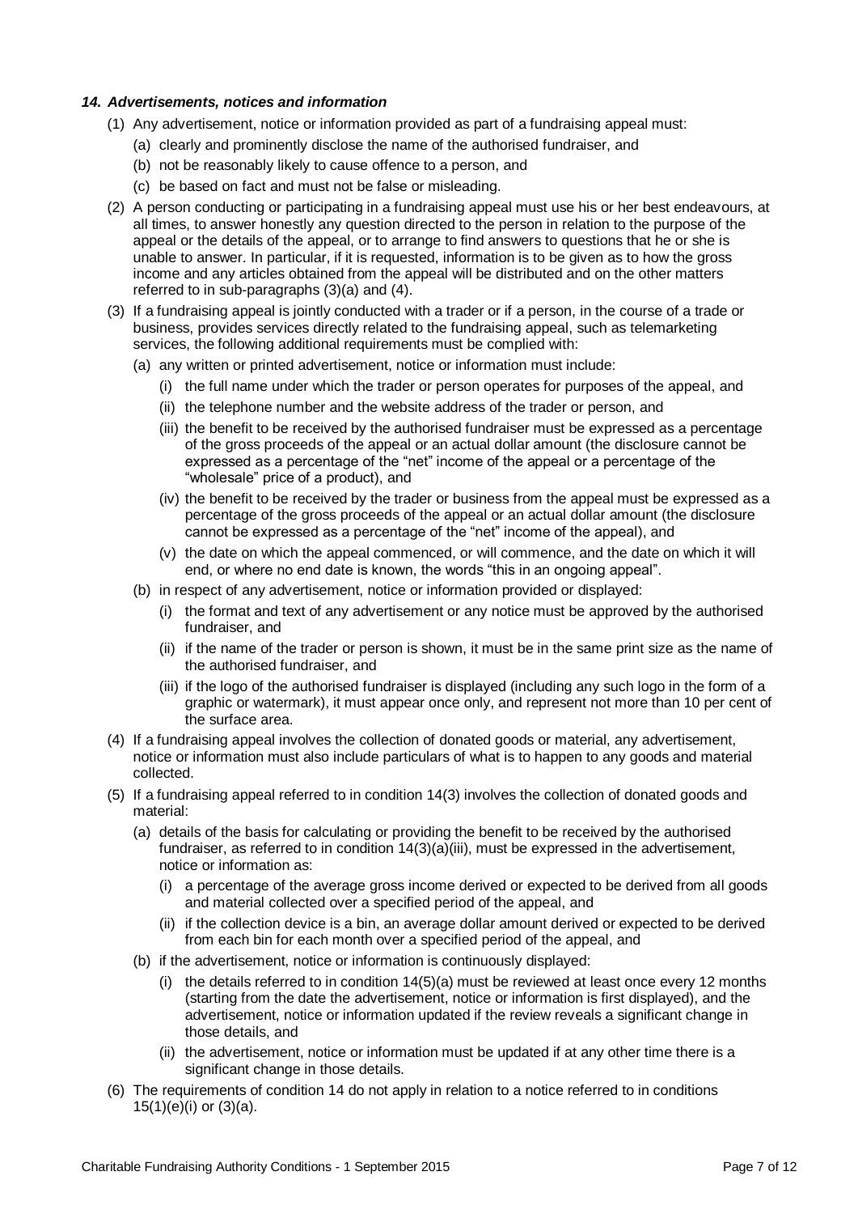### *14. Advertisements, notices and information*

(1) Any advertisement, notice or information provided as part of a fundraising appeal must:

   (a) clearly and prominently disclose the name of the authorised fundraiser, and

   (b) not be reasonably likely to cause offence to a person, and

   (c) be based on fact and must not be false or misleading.

(2) A person conducting or participating in a fundraising appeal must use his or her best endeavours, at all times, to answer honestly any question directed to the person in relation to the purpose of the appeal or the details of the appeal, or to arrange to find answers to questions that he or she is unable to answer. In particular, if it is requested, information is to be given as to how the gross income and any articles obtained from the appeal will be distributed and on the other matters referred to in sub-paragraphs (3)(a) and (4).

(3) If a fundraising appeal is jointly conducted with a trader or if a person, in the course of a trade or business, provides services directly related to the fundraising appeal, such as telemarketing services, the following additional requirements must be complied with:

   (a) any written or printed advertisement, notice or information must include:

      (i) the full name under which the trader or person operates for purposes of the appeal, and

      (ii) the telephone number and the website address of the trader or person, and

      (iii) the benefit to be received by the authorised fundraiser must be expressed as a percentage of the gross proceeds of the appeal or an actual dollar amount (the disclosure cannot be expressed as a percentage of the "net" income of the appeal or a percentage of the "wholesale" price of a product), and

      (iv) the benefit to be received by the trader or business from the appeal must be expressed as a percentage of the gross proceeds of the appeal or an actual dollar amount (the disclosure cannot be expressed as a percentage of the "net" income of the appeal), and

      (v) the date on which the appeal commenced, or will commence, and the date on which it will end, or where no end date is known, the words "this in an ongoing appeal".

   (b) in respect of any advertisement, notice or information provided or displayed:

      (i) the format and text of any advertisement or any notice must be approved by the authorised fundraiser, and

      (ii) if the name of the trader or person is shown, it must be in the same print size as the name of the authorised fundraiser, and

      (iii) if the logo of the authorised fundraiser is displayed (including any such logo in the form of a graphic or watermark), it must appear once only, and represent not more than 10 per cent of the surface area.

(4) If a fundraising appeal involves the collection of donated goods or material, any advertisement, notice or information must also include particulars of what is to happen to any goods and material collected.

(5) If a fundraising appeal referred to in condition 14(3) involves the collection of donated goods and material:

   (a) details of the basis for calculating or providing the benefit to be received by the authorised fundraiser, as referred to in condition 14(3)(a)(iii), must be expressed in the advertisement, notice or information as:

      (i) a percentage of the average gross income derived or expected to be derived from all goods and material collected over a specified period of the appeal, and

      (ii) if the collection device is a bin, an average dollar amount derived or expected to be derived from each bin for each month over a specified period of the appeal, and

   (b) if the advertisement, notice or information is continuously displayed:

      (i) the details referred to in condition 14(5)(a) must be reviewed at least once every 12 months (starting from the date the advertisement, notice or information is first displayed), and the advertisement, notice or information updated if the review reveals a significant change in those details, and

      (ii) the advertisement, notice or information must be updated if at any other time there is a significant change in those details.

(6) The requirements of condition 14 do not apply in relation to a notice referred to in conditions 15(1)(e)(i) or (3)(a).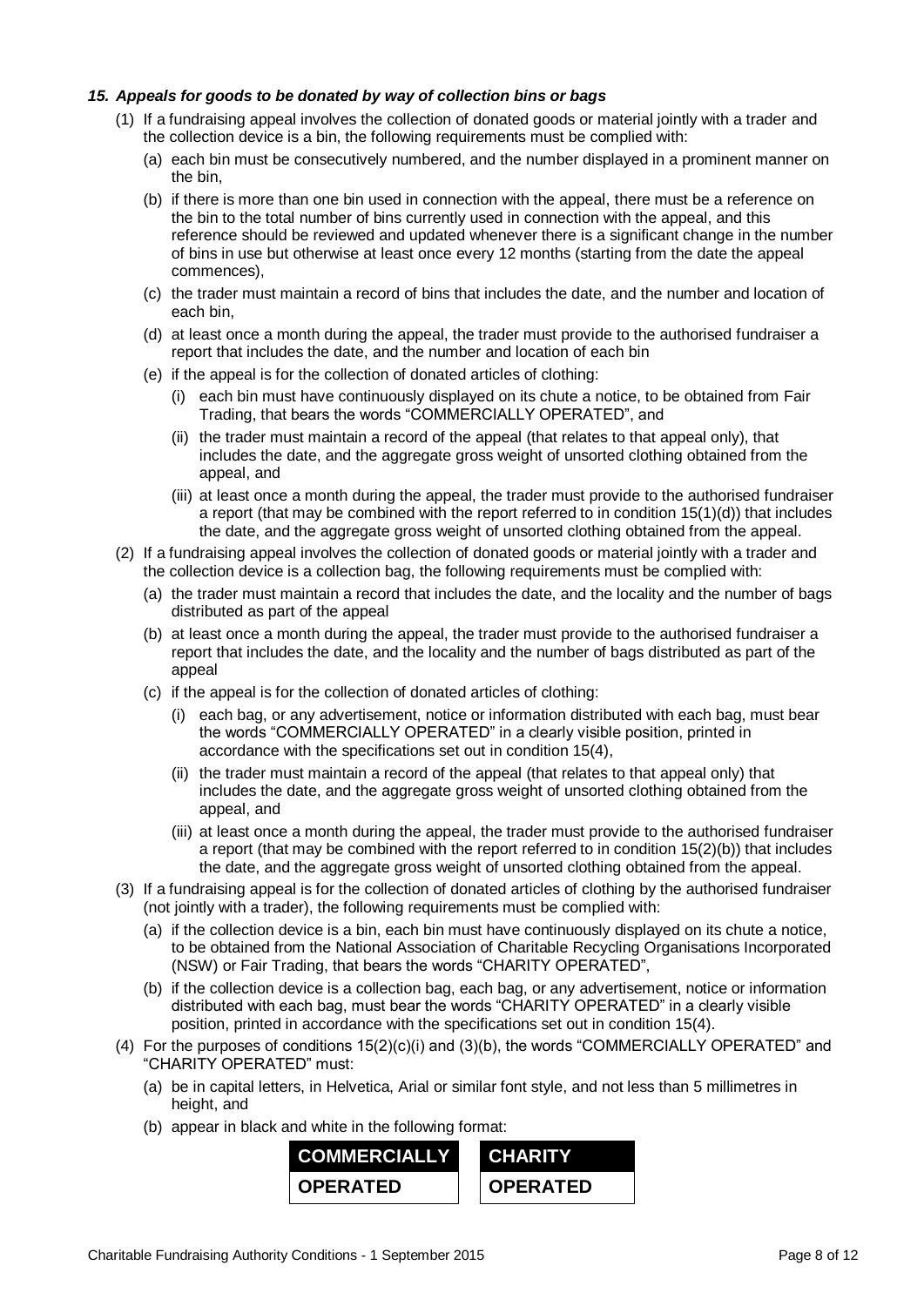### *15. Appeals for goods to be donated by way of collection bins or bags*

(1) If a fundraising appeal involves the collection of donated goods or material jointly with a trader and the collection device is a bin, the following requirements must be complied with:

  (a) each bin must be consecutively numbered, and the number displayed in a prominent manner on the bin,

  (b) if there is more than one bin used in connection with the appeal, there must be a reference on the bin to the total number of bins currently used in connection with the appeal, and this reference should be reviewed and updated whenever there is a significant change in the number of bins in use but otherwise at least once every 12 months (starting from the date the appeal commences),

  (c) the trader must maintain a record of bins that includes the date, and the number and location of each bin,

  (d) at least once a month during the appeal, the trader must provide to the authorised fundraiser a report that includes the date, and the number and location of each bin

  (e) if the appeal is for the collection of donated articles of clothing:

    (i) each bin must have continuously displayed on its chute a notice, to be obtained from Fair Trading, that bears the words "COMMERCIALLY OPERATED", and

    (ii) the trader must maintain a record of the appeal (that relates to that appeal only), that includes the date, and the aggregate gross weight of unsorted clothing obtained from the appeal, and

    (iii) at least once a month during the appeal, the trader must provide to the authorised fundraiser a report (that may be combined with the report referred to in condition 15(1)(d)) that includes the date, and the aggregate gross weight of unsorted clothing obtained from the appeal.

(2) If a fundraising appeal involves the collection of donated goods or material jointly with a trader and the collection device is a collection bag, the following requirements must be complied with:

  (a) the trader must maintain a record that includes the date, and the locality and the number of bags distributed as part of the appeal

  (b) at least once a month during the appeal, the trader must provide to the authorised fundraiser a report that includes the date, and the locality and the number of bags distributed as part of the appeal

  (c) if the appeal is for the collection of donated articles of clothing:

    (i) each bag, or any advertisement, notice or information distributed with each bag, must bear the words "COMMERCIALLY OPERATED" in a clearly visible position, printed in accordance with the specifications set out in condition 15(4),

    (ii) the trader must maintain a record of the appeal (that relates to that appeal only) that includes the date, and the aggregate gross weight of unsorted clothing obtained from the appeal, and

    (iii) at least once a month during the appeal, the trader must provide to the authorised fundraiser a report (that may be combined with the report referred to in condition 15(2)(b)) that includes the date, and the aggregate gross weight of unsorted clothing obtained from the appeal.

(3) If a fundraising appeal is for the collection of donated articles of clothing by the authorised fundraiser (not jointly with a trader), the following requirements must be complied with:

  (a) if the collection device is a bin, each bin must have continuously displayed on its chute a notice, to be obtained from the National Association of Charitable Recycling Organisations Incorporated (NSW) or Fair Trading, that bears the words "CHARITY OPERATED",

  (b) if the collection device is a collection bag, each bag, or any advertisement, notice or information distributed with each bag, must bear the words "CHARITY OPERATED" in a clearly visible position, printed in accordance with the specifications set out in condition 15(4).

(4) For the purposes of conditions 15(2)(c)(i) and (3)(b), the words "COMMERCIALLY OPERATED" and "CHARITY OPERATED" must:

  (a) be in capital letters, in Helvetica, Arial or similar font style, and not less than 5 millimetres in height, and

  (b) appear in black and white in the following format:

| **COMMERCIALLY** |
| --- |
| **OPERATED** |

| **CHARITY** |
| --- |
| **OPERATED** |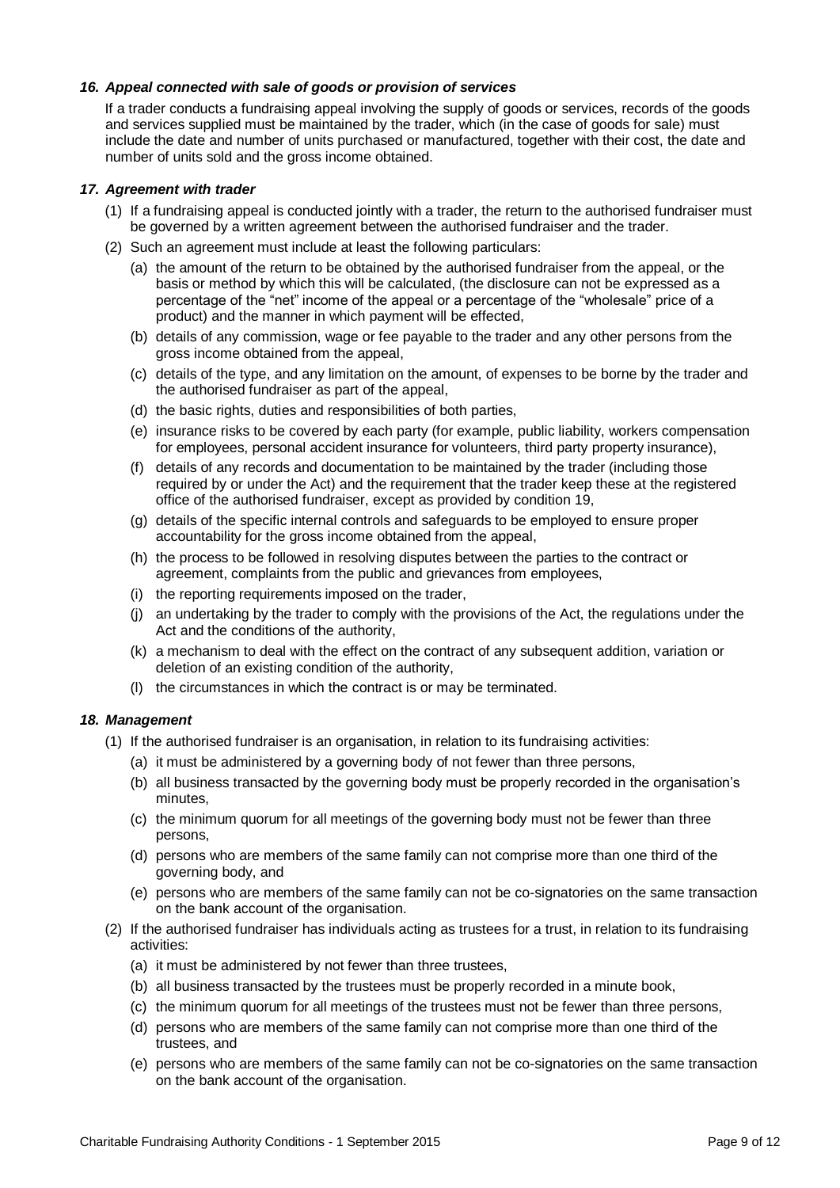### *16. Appeal connected with sale of goods or provision of services*

If a trader conducts a fundraising appeal involving the supply of goods or services, records of the goods and services supplied must be maintained by the trader, which (in the case of goods for sale) must include the date and number of units purchased or manufactured, together with their cost, the date and number of units sold and the gross income obtained.

### *17. Agreement with trader*

(1) If a fundraising appeal is conducted jointly with a trader, the return to the authorised fundraiser must be governed by a written agreement between the authorised fundraiser and the trader.

(2) Such an agreement must include at least the following particulars:

- (a) the amount of the return to be obtained by the authorised fundraiser from the appeal, or the basis or method by which this will be calculated, (the disclosure can not be expressed as a percentage of the "net" income of the appeal or a percentage of the "wholesale" price of a product) and the manner in which payment will be effected,
- (b) details of any commission, wage or fee payable to the trader and any other persons from the gross income obtained from the appeal,
- (c) details of the type, and any limitation on the amount, of expenses to be borne by the trader and the authorised fundraiser as part of the appeal,
- (d) the basic rights, duties and responsibilities of both parties,
- (e) insurance risks to be covered by each party (for example, public liability, workers compensation for employees, personal accident insurance for volunteers, third party property insurance),
- (f) details of any records and documentation to be maintained by the trader (including those required by or under the Act) and the requirement that the trader keep these at the registered office of the authorised fundraiser, except as provided by condition 19,
- (g) details of the specific internal controls and safeguards to be employed to ensure proper accountability for the gross income obtained from the appeal,
- (h) the process to be followed in resolving disputes between the parties to the contract or agreement, complaints from the public and grievances from employees,
- (i) the reporting requirements imposed on the trader,
- (j) an undertaking by the trader to comply with the provisions of the Act, the regulations under the Act and the conditions of the authority,
- (k) a mechanism to deal with the effect on the contract of any subsequent addition, variation or deletion of an existing condition of the authority,
- (l) the circumstances in which the contract is or may be terminated.

### *18. Management*

(1) If the authorised fundraiser is an organisation, in relation to its fundraising activities:

- (a) it must be administered by a governing body of not fewer than three persons,
- (b) all business transacted by the governing body must be properly recorded in the organisation's minutes,
- (c) the minimum quorum for all meetings of the governing body must not be fewer than three persons,
- (d) persons who are members of the same family can not comprise more than one third of the governing body, and
- (e) persons who are members of the same family can not be co-signatories on the same transaction on the bank account of the organisation.

(2) If the authorised fundraiser has individuals acting as trustees for a trust, in relation to its fundraising activities:

- (a) it must be administered by not fewer than three trustees,
- (b) all business transacted by the trustees must be properly recorded in a minute book,
- (c) the minimum quorum for all meetings of the trustees must not be fewer than three persons,
- (d) persons who are members of the same family can not comprise more than one third of the trustees, and
- (e) persons who are members of the same family can not be co-signatories on the same transaction on the bank account of the organisation.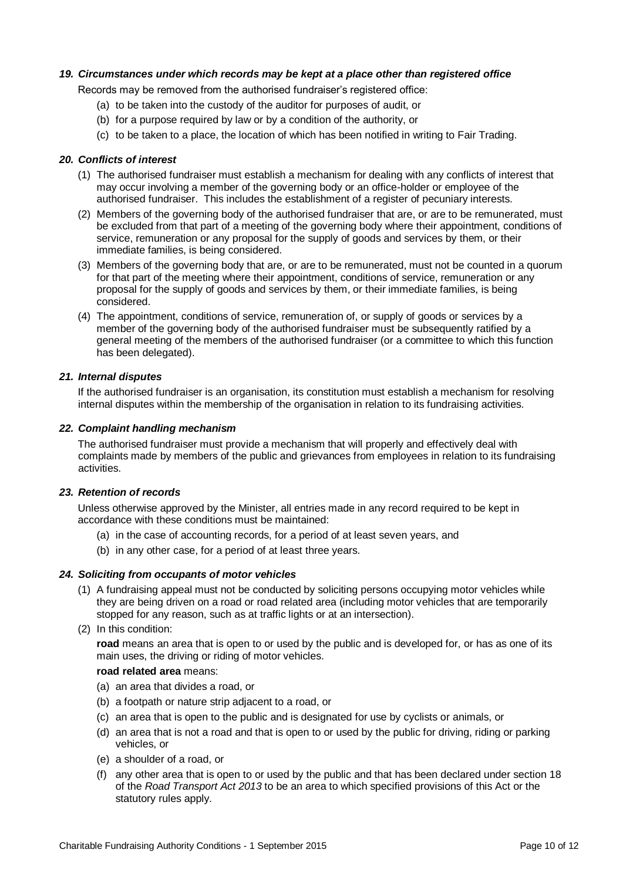### *19. Circumstances under which records may be kept at a place other than registered office*

Records may be removed from the authorised fundraiser's registered office:

(a) to be taken into the custody of the auditor for purposes of audit, or

(b) for a purpose required by law or by a condition of the authority, or

(c) to be taken to a place, the location of which has been notified in writing to Fair Trading.

### *20. Conflicts of interest*

(1) The authorised fundraiser must establish a mechanism for dealing with any conflicts of interest that may occur involving a member of the governing body or an office-holder or employee of the authorised fundraiser. This includes the establishment of a register of pecuniary interests.

(2) Members of the governing body of the authorised fundraiser that are, or are to be remunerated, must be excluded from that part of a meeting of the governing body where their appointment, conditions of service, remuneration or any proposal for the supply of goods and services by them, or their immediate families, is being considered.

(3) Members of the governing body that are, or are to be remunerated, must not be counted in a quorum for that part of the meeting where their appointment, conditions of service, remuneration or any proposal for the supply of goods and services by them, or their immediate families, is being considered.

(4) The appointment, conditions of service, remuneration of, or supply of goods or services by a member of the governing body of the authorised fundraiser must be subsequently ratified by a general meeting of the members of the authorised fundraiser (or a committee to which this function has been delegated).

### *21. Internal disputes*

If the authorised fundraiser is an organisation, its constitution must establish a mechanism for resolving internal disputes within the membership of the organisation in relation to its fundraising activities.

### *22. Complaint handling mechanism*

The authorised fundraiser must provide a mechanism that will properly and effectively deal with complaints made by members of the public and grievances from employees in relation to its fundraising activities.

### *23. Retention of records*

Unless otherwise approved by the Minister, all entries made in any record required to be kept in accordance with these conditions must be maintained:

(a) in the case of accounting records, for a period of at least seven years, and

(b) in any other case, for a period of at least three years.

### *24. Soliciting from occupants of motor vehicles*

(1) A fundraising appeal must not be conducted by soliciting persons occupying motor vehicles while they are being driven on a road or road related area (including motor vehicles that are temporarily stopped for any reason, such as at traffic lights or at an intersection).

(2) In this condition:

**road** means an area that is open to or used by the public and is developed for, or has as one of its main uses, the driving or riding of motor vehicles.

**road related area** means:

(a) an area that divides a road, or

(b) a footpath or nature strip adjacent to a road, or

(c) an area that is open to the public and is designated for use by cyclists or animals, or

(d) an area that is not a road and that is open to or used by the public for driving, riding or parking vehicles, or

(e) a shoulder of a road, or

(f) any other area that is open to or used by the public and that has been declared under section 18 of the *Road Transport Act 2013* to be an area to which specified provisions of this Act or the statutory rules apply.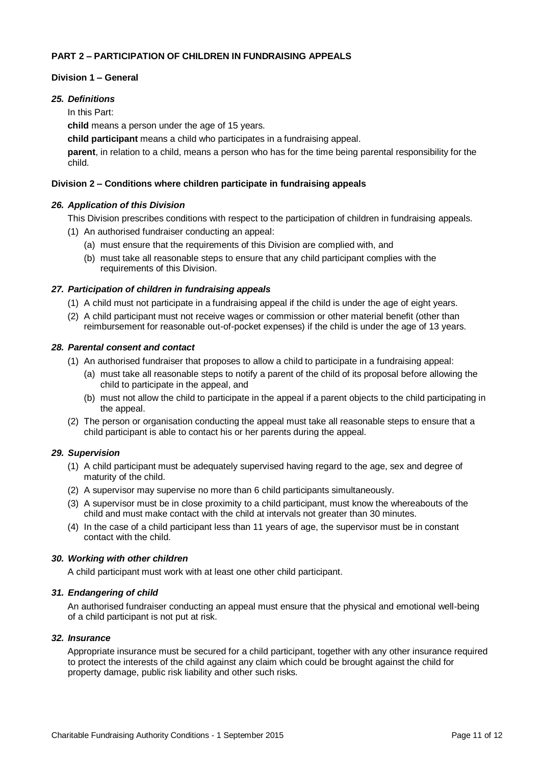## PART 2 – PARTICIPATION OF CHILDREN IN FUNDRAISING APPEALS

### Division 1 – General

#### *25. Definitions*

In this Part:

**child** means a person under the age of 15 years.

**child participant** means a child who participates in a fundraising appeal.

**parent**, in relation to a child, means a person who has for the time being parental responsibility for the child.

### Division 2 – Conditions where children participate in fundraising appeals

#### *26. Application of this Division*

This Division prescribes conditions with respect to the participation of children in fundraising appeals.

(1) An authorised fundraiser conducting an appeal:

   (a) must ensure that the requirements of this Division are complied with, and

   (b) must take all reasonable steps to ensure that any child participant complies with the requirements of this Division.

#### *27. Participation of children in fundraising appeals*

(1) A child must not participate in a fundraising appeal if the child is under the age of eight years.

(2) A child participant must not receive wages or commission or other material benefit (other than reimbursement for reasonable out-of-pocket expenses) if the child is under the age of 13 years.

#### *28. Parental consent and contact*

(1) An authorised fundraiser that proposes to allow a child to participate in a fundraising appeal:

   (a) must take all reasonable steps to notify a parent of the child of its proposal before allowing the child to participate in the appeal, and

   (b) must not allow the child to participate in the appeal if a parent objects to the child participating in the appeal.

(2) The person or organisation conducting the appeal must take all reasonable steps to ensure that a child participant is able to contact his or her parents during the appeal.

#### *29. Supervision*

(1) A child participant must be adequately supervised having regard to the age, sex and degree of maturity of the child.

(2) A supervisor may supervise no more than 6 child participants simultaneously.

(3) A supervisor must be in close proximity to a child participant, must know the whereabouts of the child and must make contact with the child at intervals not greater than 30 minutes.

(4) In the case of a child participant less than 11 years of age, the supervisor must be in constant contact with the child.

#### *30. Working with other children*

A child participant must work with at least one other child participant.

#### *31. Endangering of child*

An authorised fundraiser conducting an appeal must ensure that the physical and emotional well-being of a child participant is not put at risk.

#### *32. Insurance*

Appropriate insurance must be secured for a child participant, together with any other insurance required to protect the interests of the child against any claim which could be brought against the child for property damage, public risk liability and other such risks.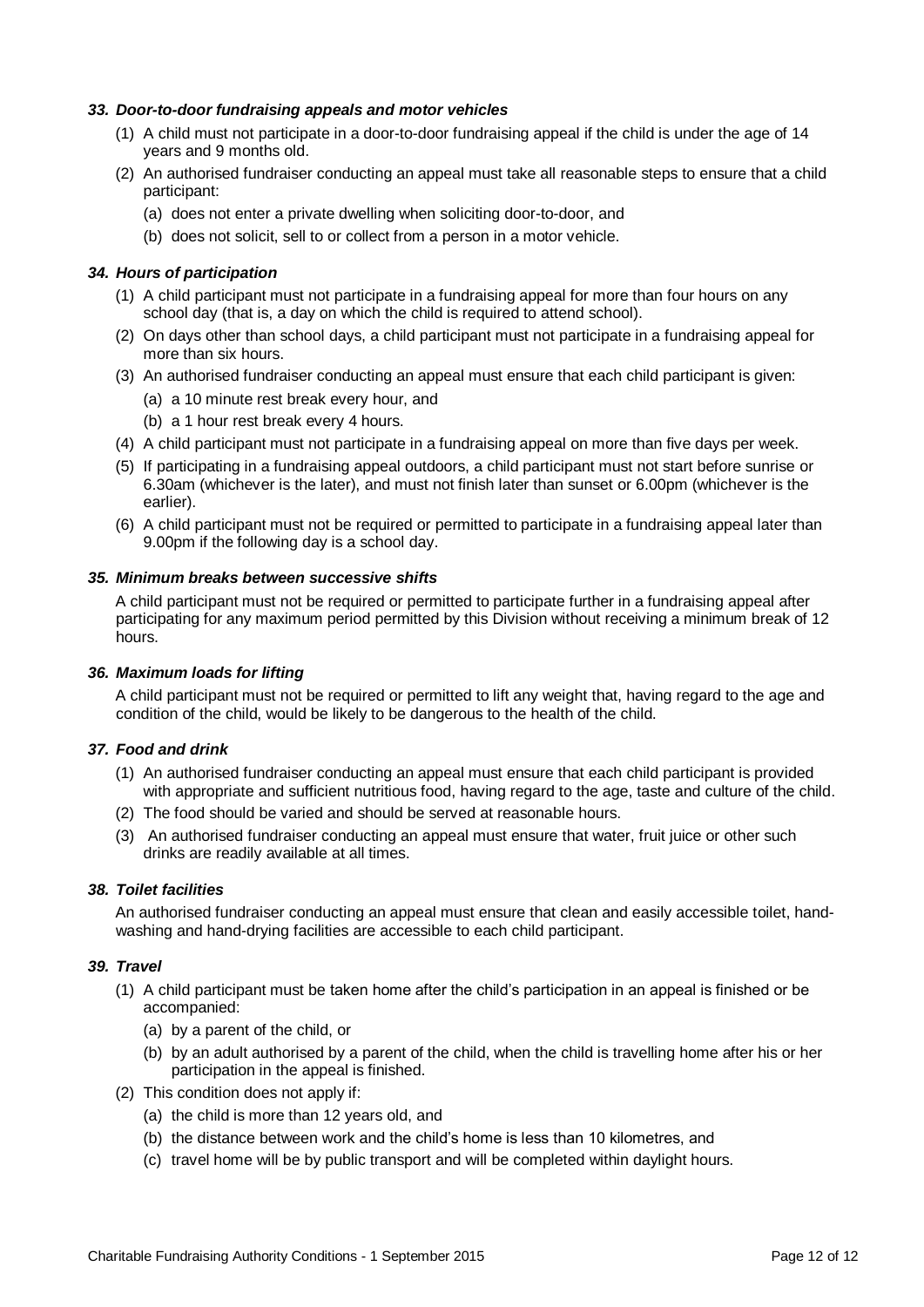### *33. Door-to-door fundraising appeals and motor vehicles*

(1) A child must not participate in a door-to-door fundraising appeal if the child is under the age of 14 years and 9 months old.

(2) An authorised fundraiser conducting an appeal must take all reasonable steps to ensure that a child participant:

- (a) does not enter a private dwelling when soliciting door-to-door, and
- (b) does not solicit, sell to or collect from a person in a motor vehicle.

### *34. Hours of participation*

(1) A child participant must not participate in a fundraising appeal for more than four hours on any school day (that is, a day on which the child is required to attend school).

(2) On days other than school days, a child participant must not participate in a fundraising appeal for more than six hours.

(3) An authorised fundraiser conducting an appeal must ensure that each child participant is given:

- (a) a 10 minute rest break every hour, and
- (b) a 1 hour rest break every 4 hours.

(4) A child participant must not participate in a fundraising appeal on more than five days per week.

(5) If participating in a fundraising appeal outdoors, a child participant must not start before sunrise or 6.30am (whichever is the later), and must not finish later than sunset or 6.00pm (whichever is the earlier).

(6) A child participant must not be required or permitted to participate in a fundraising appeal later than 9.00pm if the following day is a school day.

### *35. Minimum breaks between successive shifts*

A child participant must not be required or permitted to participate further in a fundraising appeal after participating for any maximum period permitted by this Division without receiving a minimum break of 12 hours.

### *36. Maximum loads for lifting*

A child participant must not be required or permitted to lift any weight that, having regard to the age and condition of the child, would be likely to be dangerous to the health of the child.

### *37. Food and drink*

(1) An authorised fundraiser conducting an appeal must ensure that each child participant is provided with appropriate and sufficient nutritious food, having regard to the age, taste and culture of the child.

(2) The food should be varied and should be served at reasonable hours.

(3) An authorised fundraiser conducting an appeal must ensure that water, fruit juice or other such drinks are readily available at all times.

### *38. Toilet facilities*

An authorised fundraiser conducting an appeal must ensure that clean and easily accessible toilet, hand-washing and hand-drying facilities are accessible to each child participant.

### *39. Travel*

(1) A child participant must be taken home after the child's participation in an appeal is finished or be accompanied:

- (a) by a parent of the child, or
- (b) by an adult authorised by a parent of the child, when the child is travelling home after his or her participation in the appeal is finished.

(2) This condition does not apply if:

- (a) the child is more than 12 years old, and
- (b) the distance between work and the child's home is less than 10 kilometres, and
- (c) travel home will be by public transport and will be completed within daylight hours.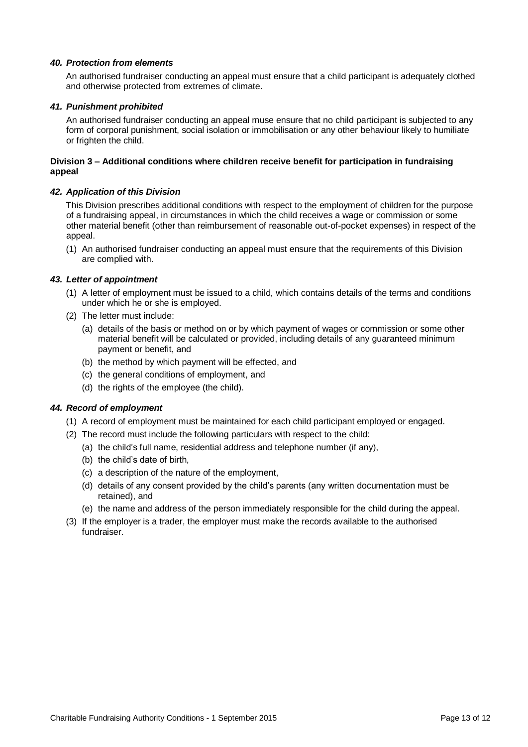### *40. Protection from elements*

An authorised fundraiser conducting an appeal must ensure that a child participant is adequately clothed and otherwise protected from extremes of climate.

### *41. Punishment prohibited*

An authorised fundraiser conducting an appeal muse ensure that no child participant is subjected to any form of corporal punishment, social isolation or immobilisation or any other behaviour likely to humiliate or frighten the child.

## Division 3 – Additional conditions where children receive benefit for participation in fundraising appeal

### *42. Application of this Division*

This Division prescribes additional conditions with respect to the employment of children for the purpose of a fundraising appeal, in circumstances in which the child receives a wage or commission or some other material benefit (other than reimbursement of reasonable out-of-pocket expenses) in respect of the appeal.

(1) An authorised fundraiser conducting an appeal must ensure that the requirements of this Division are complied with.

### *43. Letter of appointment*

(1) A letter of employment must be issued to a child, which contains details of the terms and conditions under which he or she is employed.

(2) The letter must include:

- (a) details of the basis or method on or by which payment of wages or commission or some other material benefit will be calculated or provided, including details of any guaranteed minimum payment or benefit, and
- (b) the method by which payment will be effected, and
- (c) the general conditions of employment, and
- (d) the rights of the employee (the child).

### *44. Record of employment*

(1) A record of employment must be maintained for each child participant employed or engaged.

(2) The record must include the following particulars with respect to the child:

- (a) the child's full name, residential address and telephone number (if any),
- (b) the child's date of birth,
- (c) a description of the nature of the employment,
- (d) details of any consent provided by the child's parents (any written documentation must be retained), and
- (e) the name and address of the person immediately responsible for the child during the appeal.

(3) If the employer is a trader, the employer must make the records available to the authorised fundraiser.